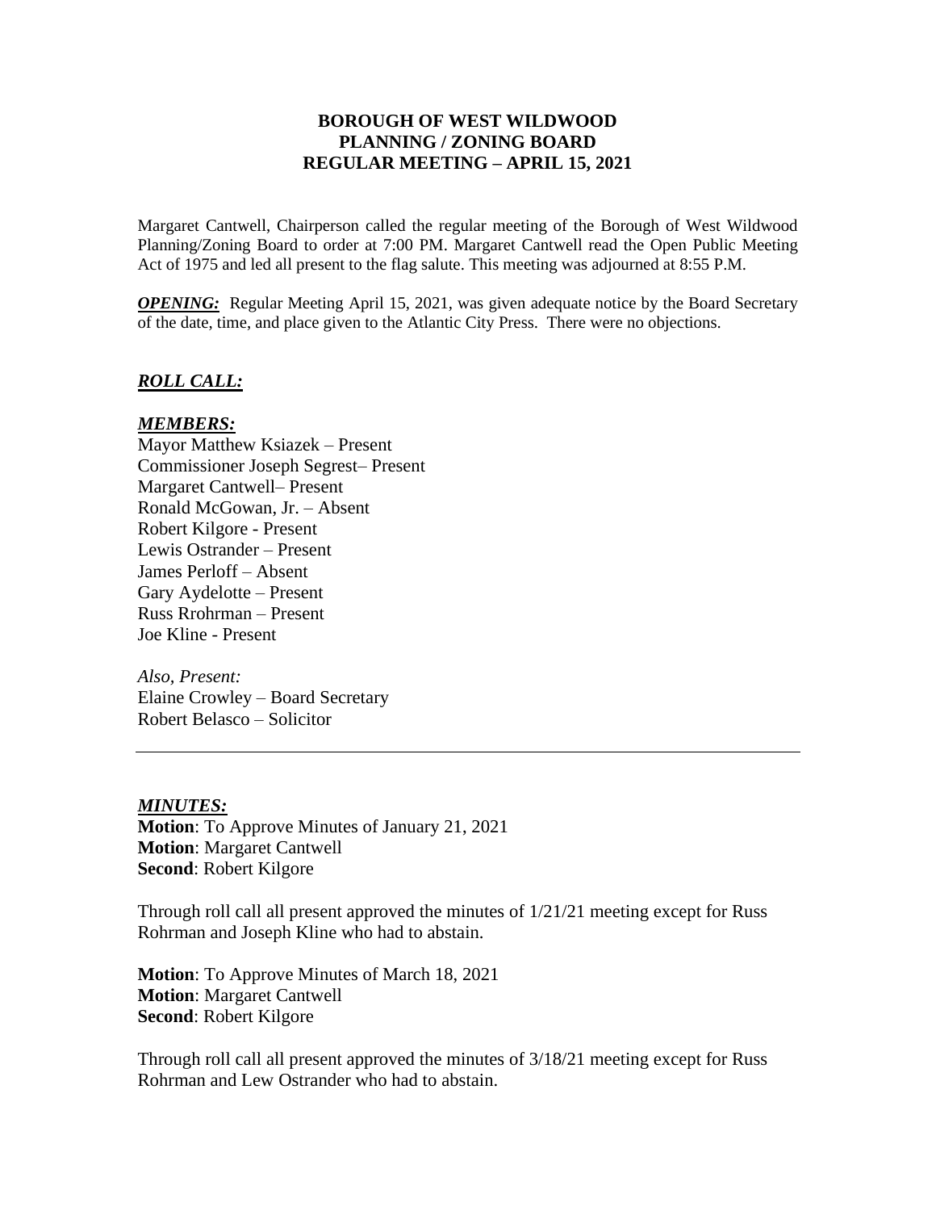# BOROUGH OF WEST WILDWOOD
## PLANNING / ZONING BOARD
## REGULAR MEETING – APRIL 15, 2021

Margaret Cantwell, Chairperson called the regular meeting of the Borough of West Wildwood Planning/Zoning Board to order at 7:00 PM. Margaret Cantwell read the Open Public Meeting Act of 1975 and led all present to the flag salute. This meeting was adjourned at 8:55 P.M.

***OPENING:*** Regular Meeting April 15, 2021, was given adequate notice by the Board Secretary of the date, time, and place given to the Atlantic City Press. There were no objections.

***ROLL CALL:***

***MEMBERS:***
Mayor Matthew Ksiazek – Present
Commissioner Joseph Segrest– Present
Margaret Cantwell– Present
Ronald McGowan, Jr. – Absent
Robert Kilgore - Present
Lewis Ostrander – Present
James Perloff – Absent
Gary Aydelotte – Present
Russ Rrohrman – Present
Joe Kline - Present

*Also, Present:*
Elaine Crowley – Board Secretary
Robert Belasco – Solicitor

---

***MINUTES:***
**Motion**: To Approve Minutes of January 21, 2021
**Motion**: Margaret Cantwell
**Second**: Robert Kilgore

Through roll call all present approved the minutes of 1/21/21 meeting except for Russ Rohrman and Joseph Kline who had to abstain.

**Motion**: To Approve Minutes of March 18, 2021
**Motion**: Margaret Cantwell
**Second**: Robert Kilgore

Through roll call all present approved the minutes of 3/18/21 meeting except for Russ Rohrman and Lew Ostrander who had to abstain.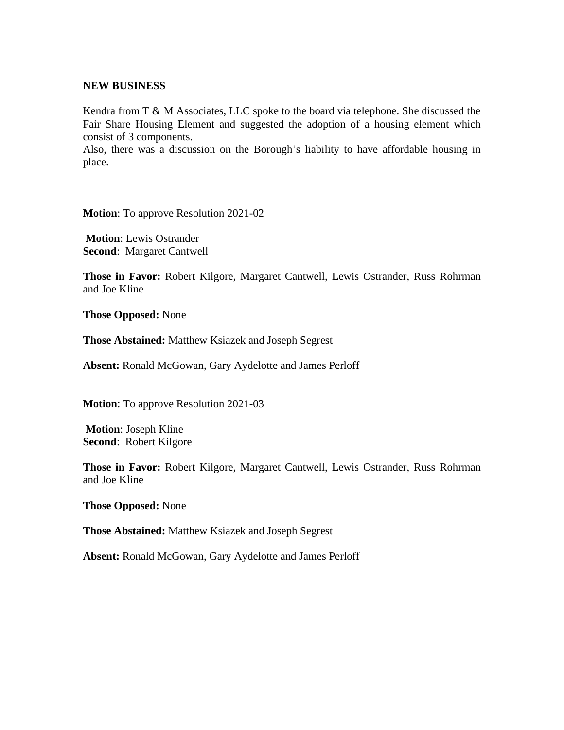## NEW BUSINESS

Kendra from T & M Associates, LLC spoke to the board via telephone. She discussed the Fair Share Housing Element and suggested the adoption of a housing element which consist of 3 components.

Also, there was a discussion on the Borough's liability to have affordable housing in place.

**Motion**: To approve Resolution 2021-02

**Motion**: Lewis Ostrander
**Second**: Margaret Cantwell

**Those in Favor:** Robert Kilgore, Margaret Cantwell, Lewis Ostrander, Russ Rohrman and Joe Kline

**Those Opposed:** None

**Those Abstained:** Matthew Ksiazek and Joseph Segrest

**Absent:** Ronald McGowan, Gary Aydelotte and James Perloff

**Motion**: To approve Resolution 2021-03

**Motion**: Joseph Kline
**Second**: Robert Kilgore

**Those in Favor:** Robert Kilgore, Margaret Cantwell, Lewis Ostrander, Russ Rohrman and Joe Kline

**Those Opposed:** None

**Those Abstained:** Matthew Ksiazek and Joseph Segrest

**Absent:** Ronald McGowan, Gary Aydelotte and James Perloff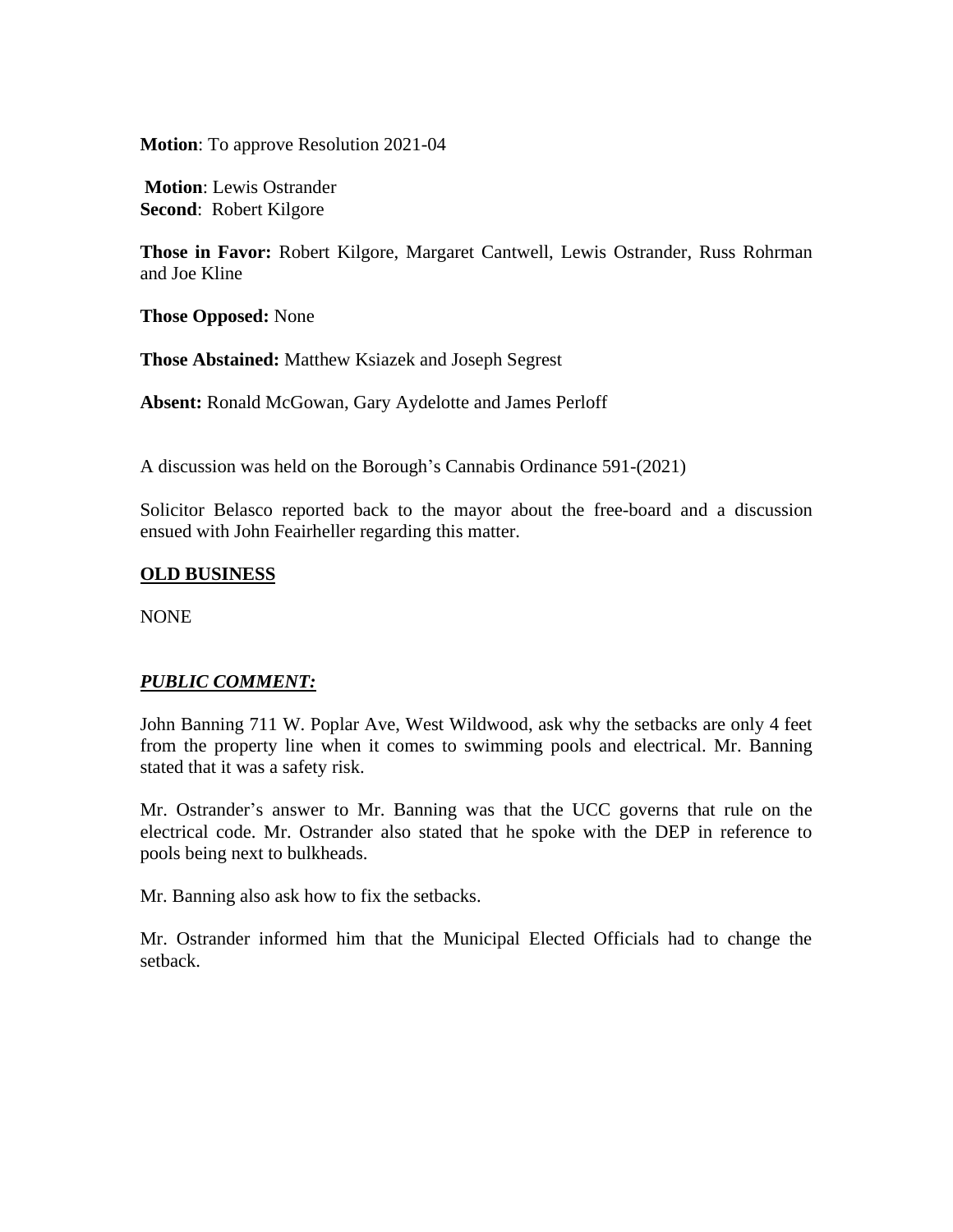**Motion**: To approve Resolution 2021-04

**Motion**: Lewis Ostrander
**Second**: Robert Kilgore

**Those in Favor:** Robert Kilgore, Margaret Cantwell, Lewis Ostrander, Russ Rohrman and Joe Kline

**Those Opposed:** None

**Those Abstained:** Matthew Ksiazek and Joseph Segrest

**Absent:** Ronald McGowan, Gary Aydelotte and James Perloff

A discussion was held on the Borough's Cannabis Ordinance 591-(2021)

Solicitor Belasco reported back to the mayor about the free-board and a discussion ensued with John Feairheller regarding this matter.

**<u>OLD BUSINESS</u>**

NONE

***<u>PUBLIC COMMENT:</u>***

John Banning 711 W. Poplar Ave, West Wildwood, ask why the setbacks are only 4 feet from the property line when it comes to swimming pools and electrical. Mr. Banning stated that it was a safety risk.

Mr. Ostrander's answer to Mr. Banning was that the UCC governs that rule on the electrical code. Mr. Ostrander also stated that he spoke with the DEP in reference to pools being next to bulkheads.

Mr. Banning also ask how to fix the setbacks.

Mr. Ostrander informed him that the Municipal Elected Officials had to change the setback.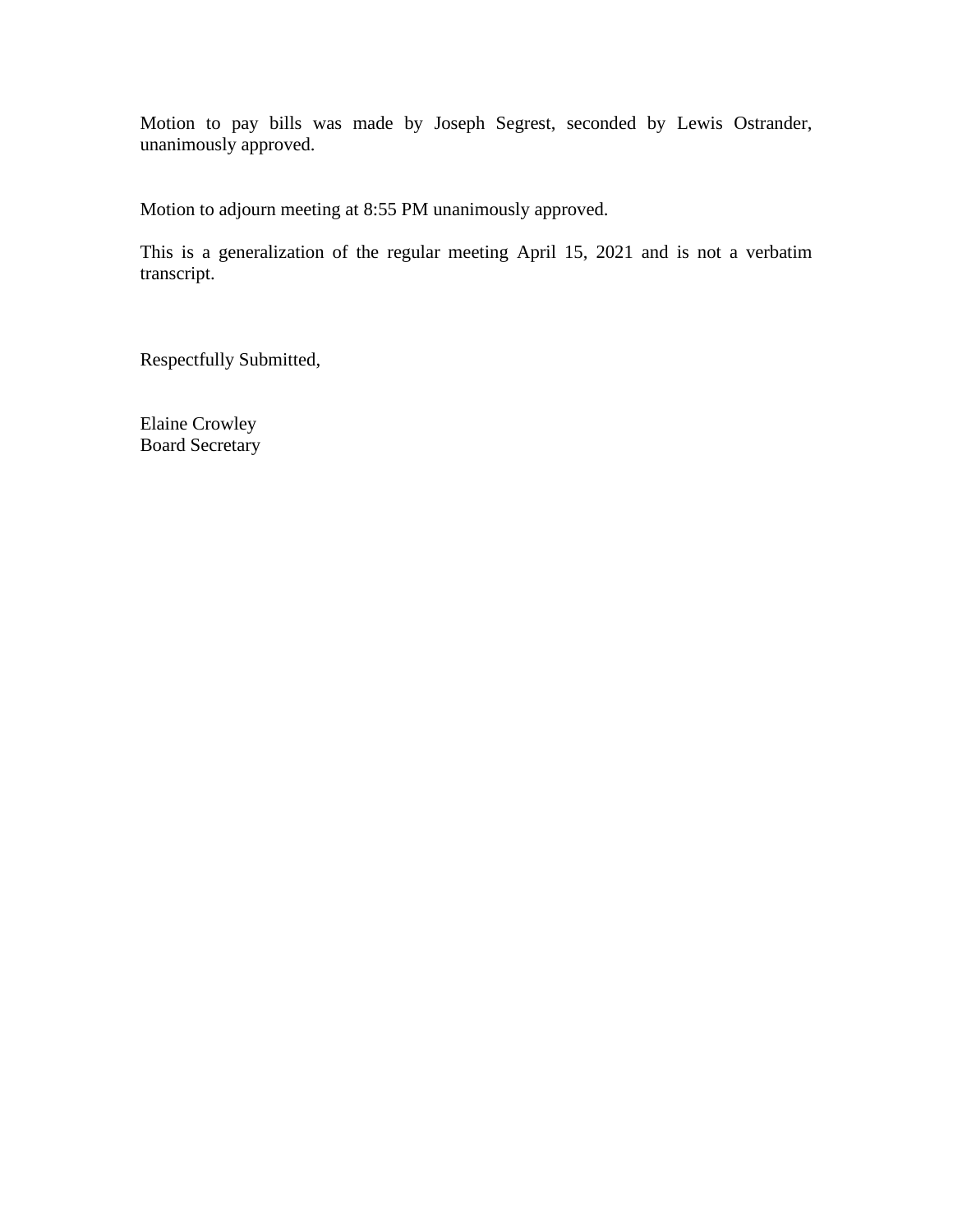Motion to pay bills was made by Joseph Segrest, seconded by Lewis Ostrander, unanimously approved.

Motion to adjourn meeting at 8:55 PM unanimously approved.

This is a generalization of the regular meeting April 15, 2021 and is not a verbatim transcript.

Respectfully Submitted,

Elaine Crowley
Board Secretary